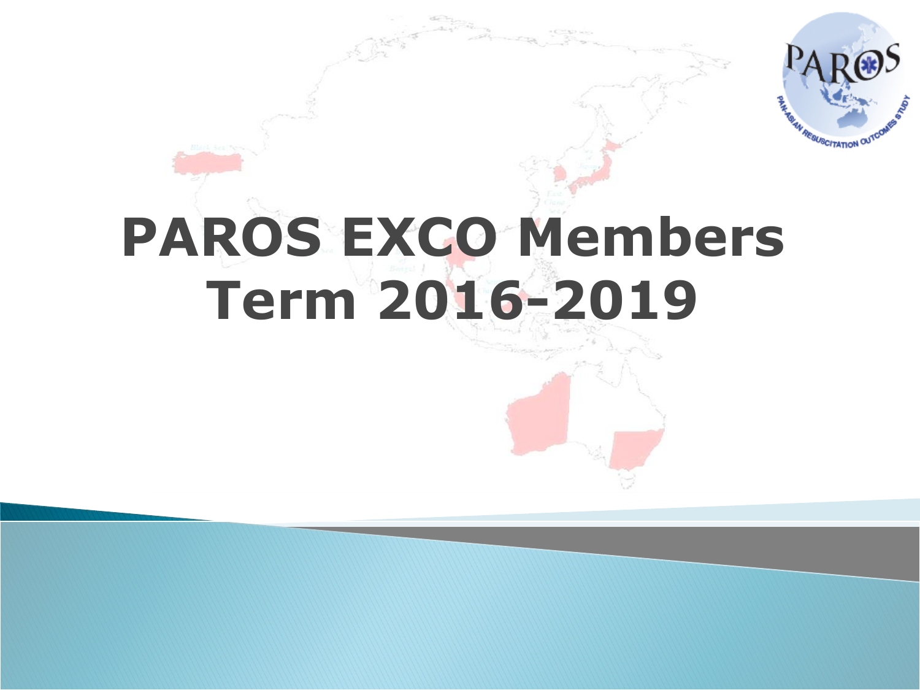# PAROS EXCO Members Term 2016-2019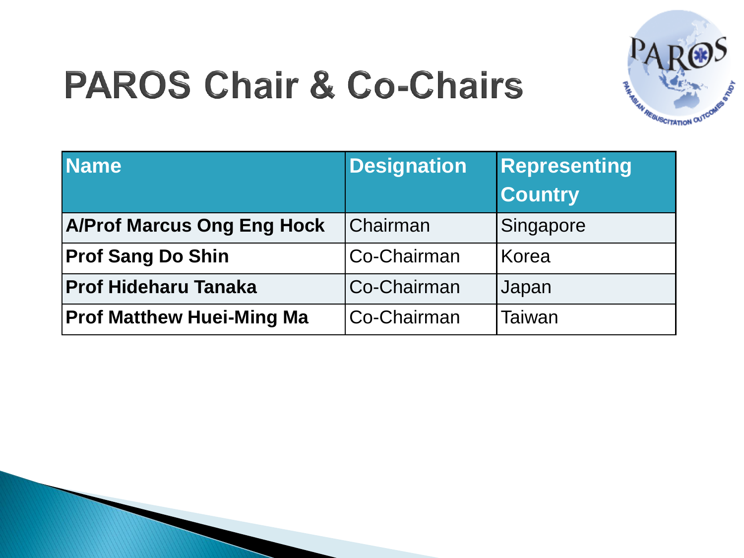# PAROS Chair & Co-Chairs

| Name | Designation | Representing Country |
| --- | --- | --- |
| **A/Prof Marcus Ong Eng Hock** | Chairman | Singapore |
| **Prof Sang Do Shin** | Co-Chairman | Korea |
| **Prof Hideharu Tanaka** | Co-Chairman | Japan |
| **Prof Matthew Huei-Ming Ma** | Co-Chairman | Taiwan |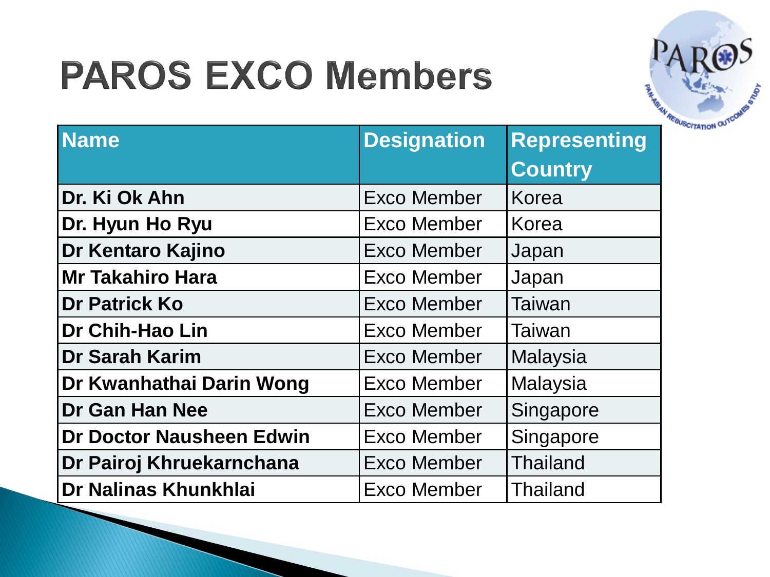# PAROS EXCO Members

| Name | Designation | Representing Country |
|---|---|---|
| **Dr. Ki Ok Ahn** | Exco Member | Korea |
| **Dr. Hyun Ho Ryu** | Exco Member | Korea |
| **Dr Kentaro Kajino** | Exco Member | Japan |
| **Mr Takahiro Hara** | Exco Member | Japan |
| **Dr Patrick Ko** | Exco Member | Taiwan |
| **Dr Chih-Hao Lin** | Exco Member | Taiwan |
| **Dr Sarah Karim** | Exco Member | Malaysia |
| **Dr Kwanhathai Darin Wong** | Exco Member | Malaysia |
| **Dr Gan Han Nee** | Exco Member | Singapore |
| **Dr Doctor Nausheen Edwin** | Exco Member | Singapore |
| **Dr Pairoj Khruekarnchana** | Exco Member | Thailand |
| **Dr Nalinas Khunkhlai** | Exco Member | Thailand |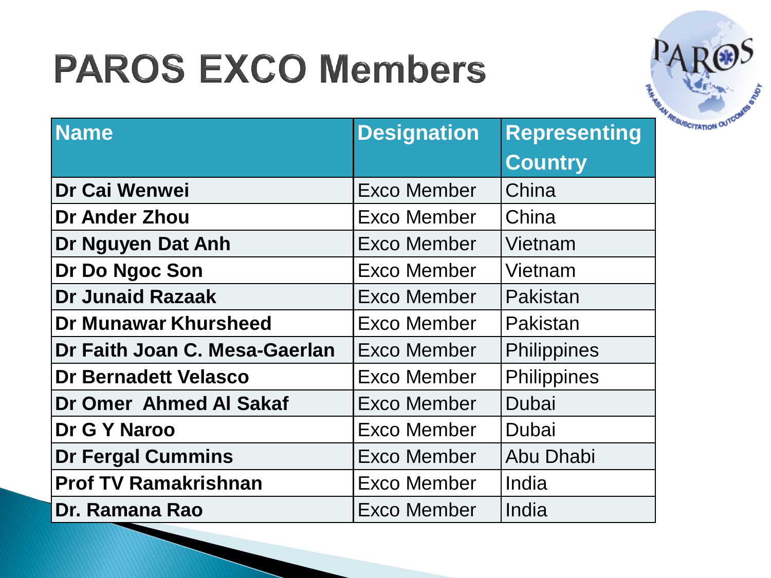# PAROS EXCO Members

| Name | Designation | Representing Country |
|---|---|---|
| **Dr Cai Wenwei** | Exco Member | China |
| **Dr Ander Zhou** | Exco Member | China |
| **Dr Nguyen Dat Anh** | Exco Member | Vietnam |
| **Dr Do Ngoc Son** | Exco Member | Vietnam |
| **Dr Junaid Razaak** | Exco Member | Pakistan |
| **Dr Munawar Khursheed** | Exco Member | Pakistan |
| **Dr Faith Joan C. Mesa-Gaerlan** | Exco Member | Philippines |
| **Dr Bernadett Velasco** | Exco Member | Philippines |
| **Dr Omer Ahmed Al Sakaf** | Exco Member | Dubai |
| **Dr G Y Naroo** | Exco Member | Dubai |
| **Dr Fergal Cummins** | Exco Member | Abu Dhabi |
| **Prof TV Ramakrishnan** | Exco Member | India |
| **Dr. Ramana Rao** | Exco Member | India |